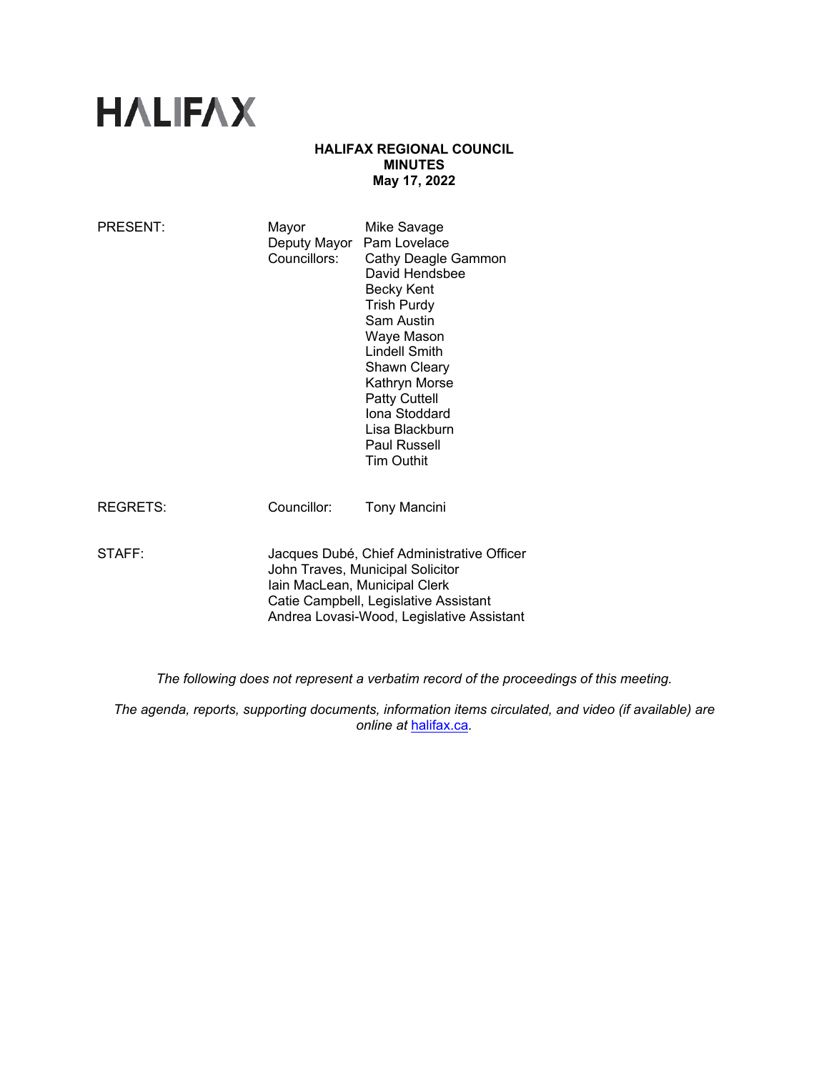# HALIFAX

**HALIFAX REGIONAL COUNCIL**
**MINUTES**
**May 17, 2022**

| | | |
|---|---|---|
| PRESENT: | Mayor | Mike Savage |
| | Deputy Mayor | Pam Lovelace |
| | Councillors: | Cathy Deagle Gammon |
| | | David Hendsbee |
| | | Becky Kent |
| | | Trish Purdy |
| | | Sam Austin |
| | | Waye Mason |
| | | Lindell Smith |
| | | Shawn Cleary |
| | | Kathryn Morse |
| | | Patty Cuttell |
| | | Iona Stoddard |
| | | Lisa Blackburn |
| | | Paul Russell |
| | | Tim Outhit |
| REGRETS: | Councillor: | Tony Mancini |
| STAFF: | Jacques Dubé, Chief Administrative Officer | |
| | John Traves, Municipal Solicitor | |
| | Iain MacLean, Municipal Clerk | |
| | Catie Campbell, Legislative Assistant | |
| | Andrea Lovasi-Wood, Legislative Assistant | |

*The following does not represent a verbatim record of the proceedings of this meeting.*

*The agenda, reports, supporting documents, information items circulated, and video (if available) are online at halifax.ca.*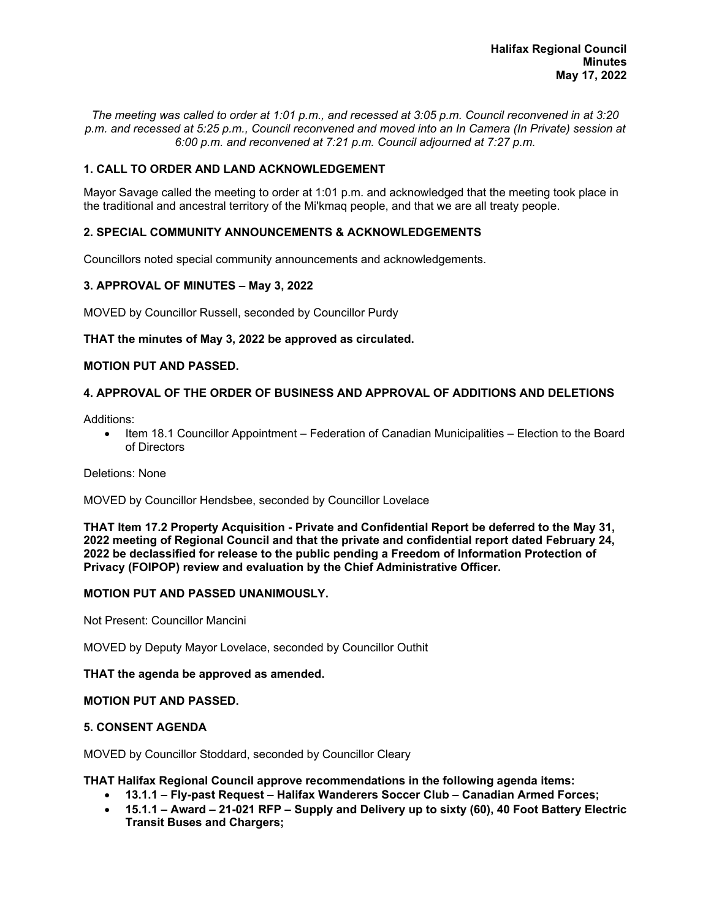**Halifax Regional Council**
**Minutes**
**May 17, 2022**

*The meeting was called to order at 1:01 p.m., and recessed at 3:05 p.m. Council reconvened in at 3:20 p.m. and recessed at 5:25 p.m., Council reconvened and moved into an In Camera (In Private) session at 6:00 p.m. and reconvened at 7:21 p.m. Council adjourned at 7:27 p.m.*

## 1. CALL TO ORDER AND LAND ACKNOWLEDGEMENT

Mayor Savage called the meeting to order at 1:01 p.m. and acknowledged that the meeting took place in the traditional and ancestral territory of the Mi'kmaq people, and that we are all treaty people.

## 2. SPECIAL COMMUNITY ANNOUNCEMENTS & ACKNOWLEDGEMENTS

Councillors noted special community announcements and acknowledgements.

## 3. APPROVAL OF MINUTES – May 3, 2022

MOVED by Councillor Russell, seconded by Councillor Purdy

**THAT the minutes of May 3, 2022 be approved as circulated.**

**MOTION PUT AND PASSED.**

## 4. APPROVAL OF THE ORDER OF BUSINESS AND APPROVAL OF ADDITIONS AND DELETIONS

Additions:

- Item 18.1 Councillor Appointment – Federation of Canadian Municipalities – Election to the Board of Directors

Deletions: None

MOVED by Councillor Hendsbee, seconded by Councillor Lovelace

**THAT Item 17.2 Property Acquisition - Private and Confidential Report be deferred to the May 31, 2022 meeting of Regional Council and that the private and confidential report dated February 24, 2022 be declassified for release to the public pending a Freedom of Information Protection of Privacy (FOIPOP) review and evaluation by the Chief Administrative Officer.**

**MOTION PUT AND PASSED UNANIMOUSLY.**

Not Present: Councillor Mancini

MOVED by Deputy Mayor Lovelace, seconded by Councillor Outhit

**THAT the agenda be approved as amended.**

**MOTION PUT AND PASSED.**

## 5. CONSENT AGENDA

MOVED by Councillor Stoddard, seconded by Councillor Cleary

**THAT Halifax Regional Council approve recommendations in the following agenda items:**

- **13.1.1 – Fly-past Request – Halifax Wanderers Soccer Club – Canadian Armed Forces;**
- **15.1.1 – Award – 21-021 RFP – Supply and Delivery up to sixty (60), 40 Foot Battery Electric Transit Buses and Chargers;**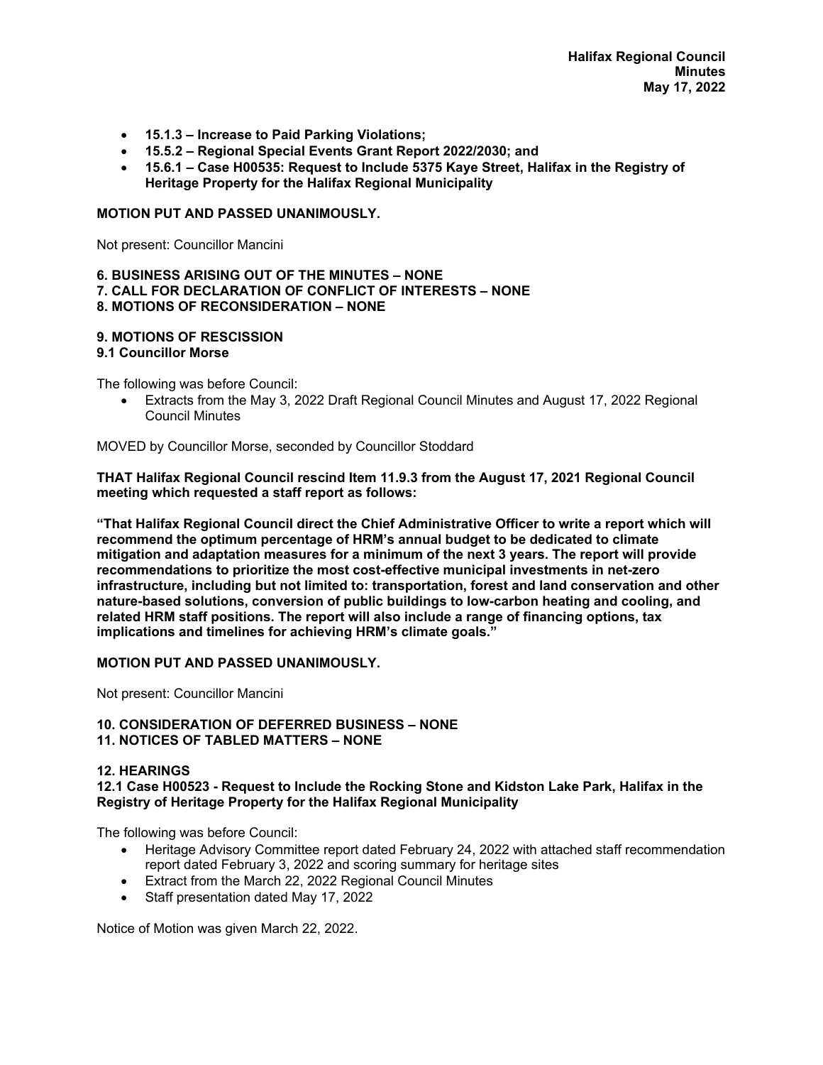- **15.1.3 – Increase to Paid Parking Violations;**
- **15.5.2 – Regional Special Events Grant Report 2022/2030; and**
- **15.6.1 – Case H00535: Request to Include 5375 Kaye Street, Halifax in the Registry of Heritage Property for the Halifax Regional Municipality**

**MOTION PUT AND PASSED UNANIMOUSLY.**

Not present: Councillor Mancini

**6. BUSINESS ARISING OUT OF THE MINUTES – NONE**
**7. CALL FOR DECLARATION OF CONFLICT OF INTERESTS – NONE**
**8. MOTIONS OF RECONSIDERATION – NONE**

**9. MOTIONS OF RESCISSION**
**9.1 Councillor Morse**

The following was before Council:

- Extracts from the May 3, 2022 Draft Regional Council Minutes and August 17, 2022 Regional Council Minutes

MOVED by Councillor Morse, seconded by Councillor Stoddard

**THAT Halifax Regional Council rescind Item 11.9.3 from the August 17, 2021 Regional Council meeting which requested a staff report as follows:**

**"That Halifax Regional Council direct the Chief Administrative Officer to write a report which will recommend the optimum percentage of HRM's annual budget to be dedicated to climate mitigation and adaptation measures for a minimum of the next 3 years. The report will provide recommendations to prioritize the most cost-effective municipal investments in net-zero infrastructure, including but not limited to: transportation, forest and land conservation and other nature-based solutions, conversion of public buildings to low-carbon heating and cooling, and related HRM staff positions. The report will also include a range of financing options, tax implications and timelines for achieving HRM's climate goals."**

**MOTION PUT AND PASSED UNANIMOUSLY.**

Not present: Councillor Mancini

**10. CONSIDERATION OF DEFERRED BUSINESS – NONE**
**11. NOTICES OF TABLED MATTERS – NONE**

**12. HEARINGS**
**12.1 Case H00523 - Request to Include the Rocking Stone and Kidston Lake Park, Halifax in the Registry of Heritage Property for the Halifax Regional Municipality**

The following was before Council:

- Heritage Advisory Committee report dated February 24, 2022 with attached staff recommendation report dated February 3, 2022 and scoring summary for heritage sites
- Extract from the March 22, 2022 Regional Council Minutes
- Staff presentation dated May 17, 2022

Notice of Motion was given March 22, 2022.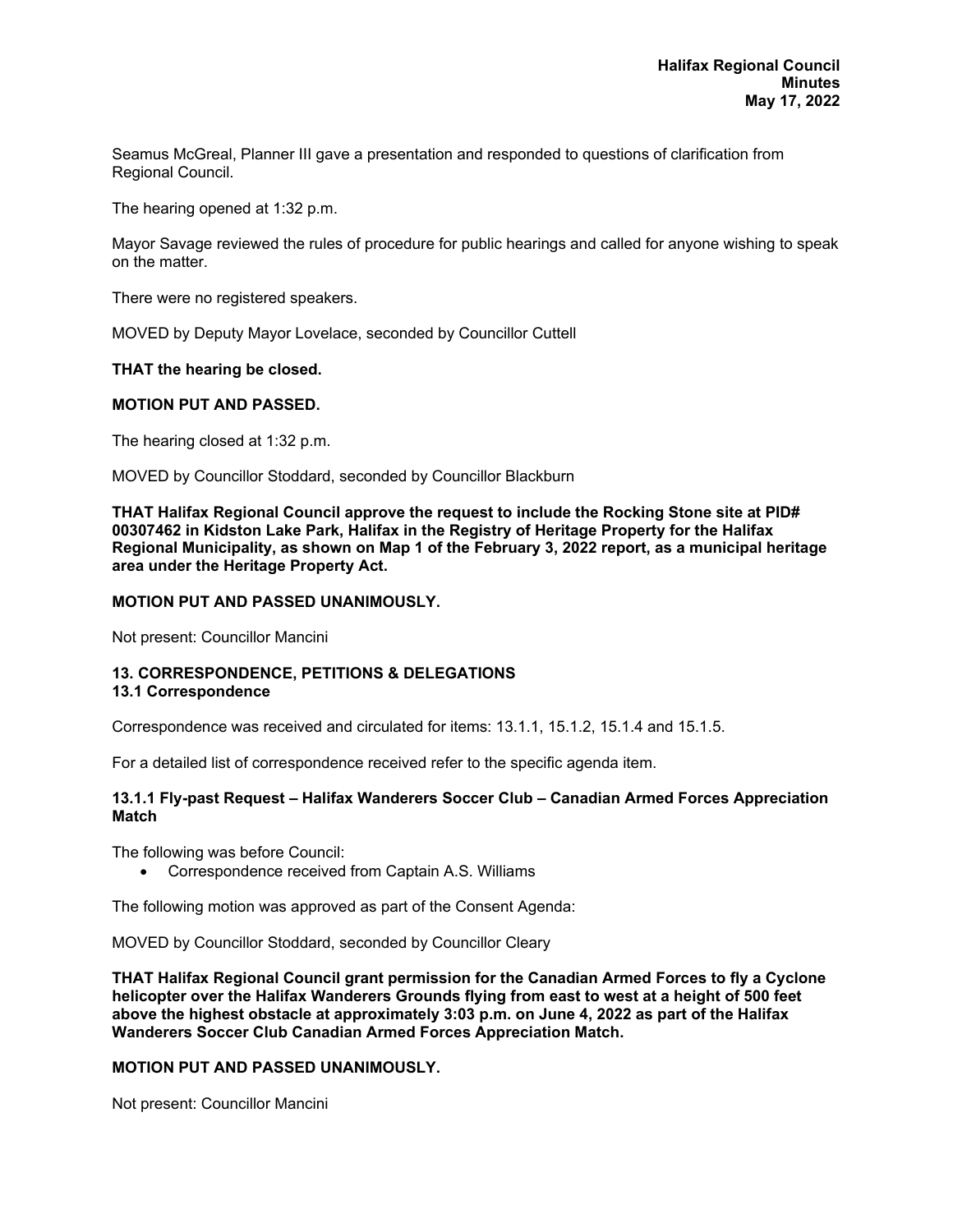Seamus McGreal, Planner III gave a presentation and responded to questions of clarification from Regional Council.

The hearing opened at 1:32 p.m.

Mayor Savage reviewed the rules of procedure for public hearings and called for anyone wishing to speak on the matter.

There were no registered speakers.

MOVED by Deputy Mayor Lovelace, seconded by Councillor Cuttell

**THAT the hearing be closed.**

**MOTION PUT AND PASSED.**

The hearing closed at 1:32 p.m.

MOVED by Councillor Stoddard, seconded by Councillor Blackburn

**THAT Halifax Regional Council approve the request to include the Rocking Stone site at PID# 00307462 in Kidston Lake Park, Halifax in the Registry of Heritage Property for the Halifax Regional Municipality, as shown on Map 1 of the February 3, 2022 report, as a municipal heritage area under the Heritage Property Act.**

**MOTION PUT AND PASSED UNANIMOUSLY.**

Not present: Councillor Mancini

### 13. CORRESPONDENCE, PETITIONS & DELEGATIONS

#### 13.1 Correspondence

Correspondence was received and circulated for items: 13.1.1, 15.1.2, 15.1.4 and 15.1.5.

For a detailed list of correspondence received refer to the specific agenda item.

#### 13.1.1 Fly-past Request – Halifax Wanderers Soccer Club – Canadian Armed Forces Appreciation Match

The following was before Council:

- Correspondence received from Captain A.S. Williams

The following motion was approved as part of the Consent Agenda:

MOVED by Councillor Stoddard, seconded by Councillor Cleary

**THAT Halifax Regional Council grant permission for the Canadian Armed Forces to fly a Cyclone helicopter over the Halifax Wanderers Grounds flying from east to west at a height of 500 feet above the highest obstacle at approximately 3:03 p.m. on June 4, 2022 as part of the Halifax Wanderers Soccer Club Canadian Armed Forces Appreciation Match.**

**MOTION PUT AND PASSED UNANIMOUSLY.**

Not present: Councillor Mancini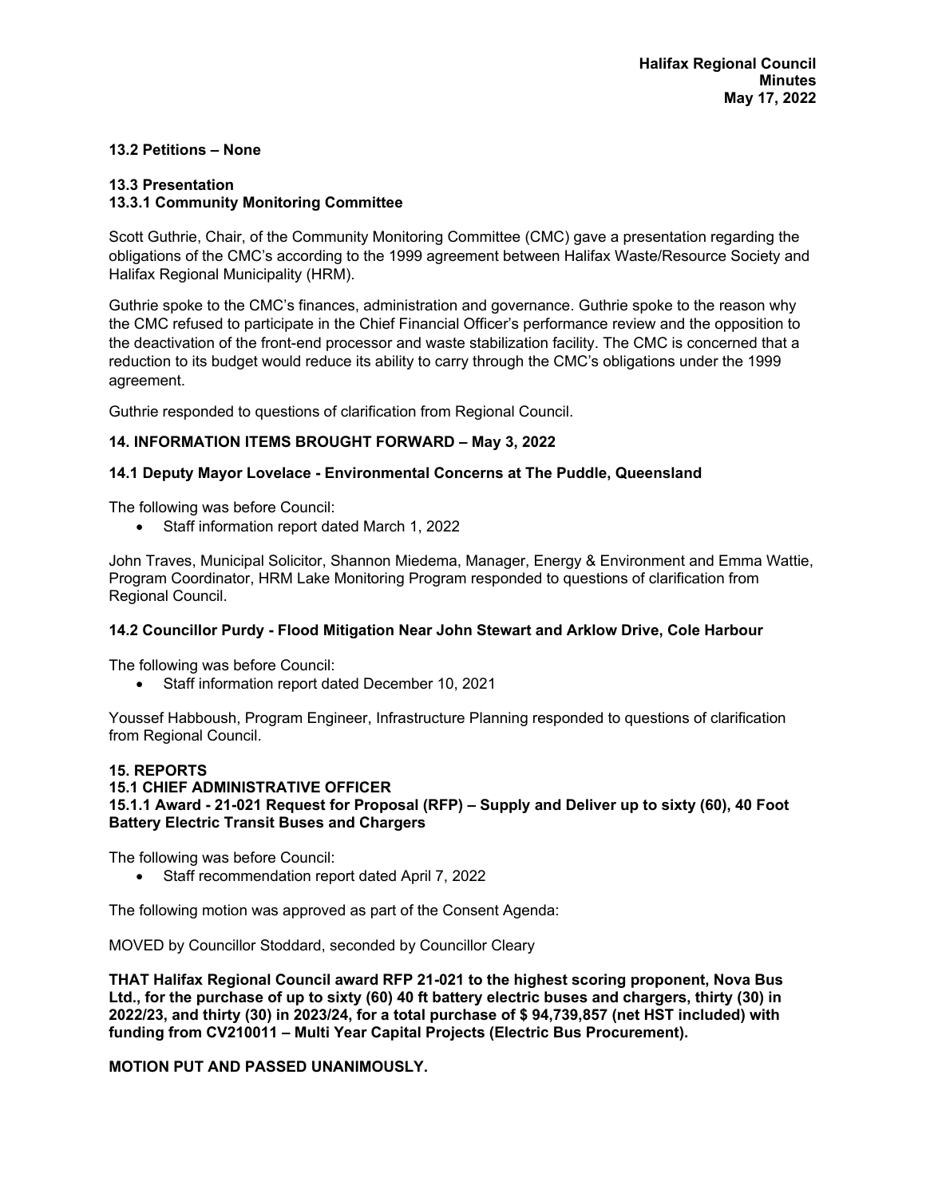**13.2 Petitions – None**

**13.3 Presentation**
**13.3.1 Community Monitoring Committee**

Scott Guthrie, Chair, of the Community Monitoring Committee (CMC) gave a presentation regarding the obligations of the CMC's according to the 1999 agreement between Halifax Waste/Resource Society and Halifax Regional Municipality (HRM).

Guthrie spoke to the CMC's finances, administration and governance. Guthrie spoke to the reason why the CMC refused to participate in the Chief Financial Officer's performance review and the opposition to the deactivation of the front-end processor and waste stabilization facility. The CMC is concerned that a reduction to its budget would reduce its ability to carry through the CMC's obligations under the 1999 agreement.

Guthrie responded to questions of clarification from Regional Council.

**14. INFORMATION ITEMS BROUGHT FORWARD – May 3, 2022**

**14.1 Deputy Mayor Lovelace - Environmental Concerns at The Puddle, Queensland**

The following was before Council:

- Staff information report dated March 1, 2022

John Traves, Municipal Solicitor, Shannon Miedema, Manager, Energy & Environment and Emma Wattie, Program Coordinator, HRM Lake Monitoring Program responded to questions of clarification from Regional Council.

**14.2 Councillor Purdy - Flood Mitigation Near John Stewart and Arklow Drive, Cole Harbour**

The following was before Council:

- Staff information report dated December 10, 2021

Youssef Habboush, Program Engineer, Infrastructure Planning responded to questions of clarification from Regional Council.

**15. REPORTS**
**15.1 CHIEF ADMINISTRATIVE OFFICER**
**15.1.1 Award - 21-021 Request for Proposal (RFP) – Supply and Deliver up to sixty (60), 40 Foot Battery Electric Transit Buses and Chargers**

The following was before Council:

- Staff recommendation report dated April 7, 2022

The following motion was approved as part of the Consent Agenda:

MOVED by Councillor Stoddard, seconded by Councillor Cleary

**THAT Halifax Regional Council award RFP 21-021 to the highest scoring proponent, Nova Bus Ltd., for the purchase of up to sixty (60) 40 ft battery electric buses and chargers, thirty (30) in 2022/23, and thirty (30) in 2023/24, for a total purchase of $ 94,739,857 (net HST included) with funding from CV210011 – Multi Year Capital Projects (Electric Bus Procurement).**

**MOTION PUT AND PASSED UNANIMOUSLY.**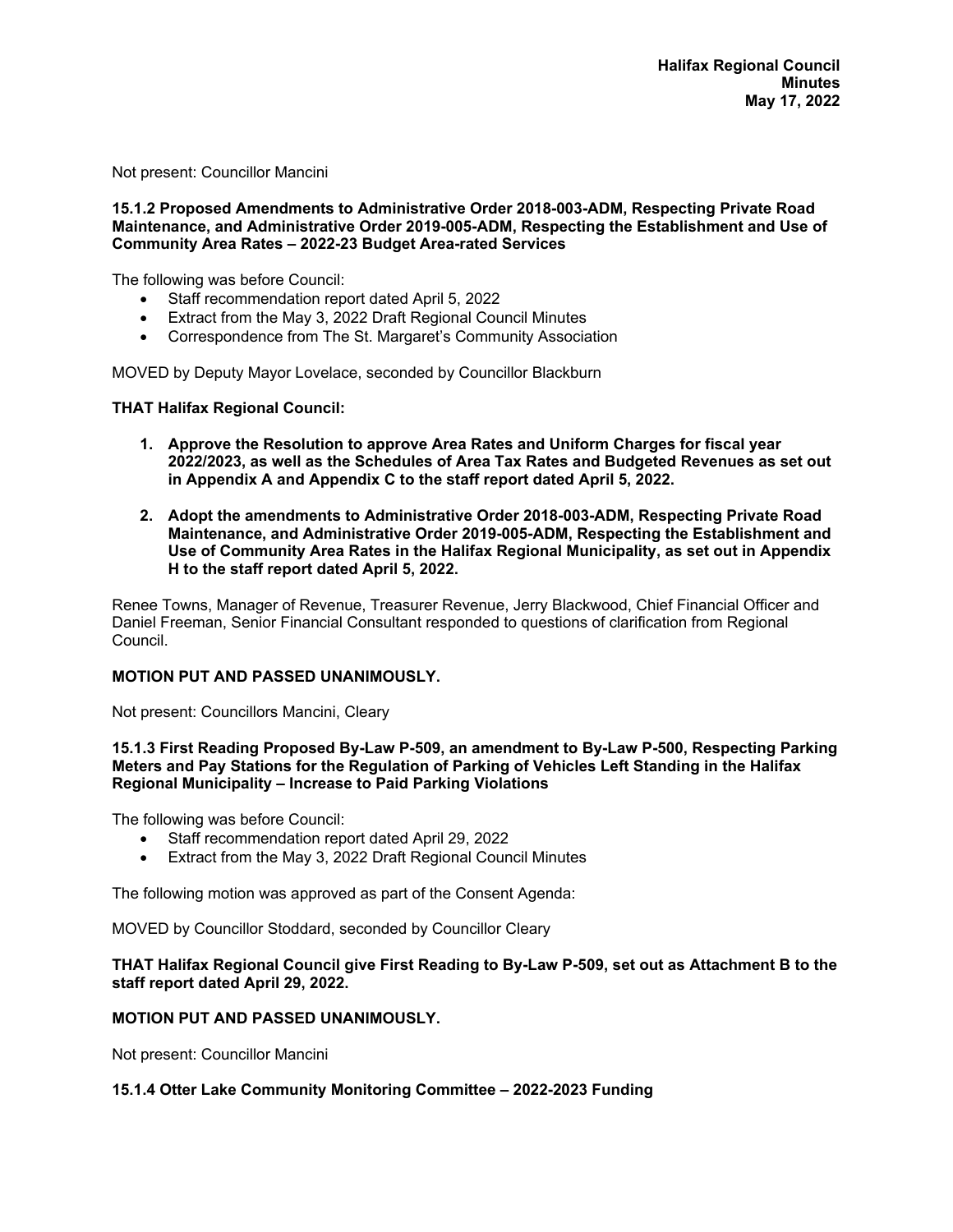Not present: Councillor Mancini

**15.1.2 Proposed Amendments to Administrative Order 2018-003-ADM, Respecting Private Road Maintenance, and Administrative Order 2019-005-ADM, Respecting the Establishment and Use of Community Area Rates – 2022-23 Budget Area-rated Services**

The following was before Council:

- Staff recommendation report dated April 5, 2022
- Extract from the May 3, 2022 Draft Regional Council Minutes
- Correspondence from The St. Margaret's Community Association

MOVED by Deputy Mayor Lovelace, seconded by Councillor Blackburn

**THAT Halifax Regional Council:**

1. **Approve the Resolution to approve Area Rates and Uniform Charges for fiscal year 2022/2023, as well as the Schedules of Area Tax Rates and Budgeted Revenues as set out in Appendix A and Appendix C to the staff report dated April 5, 2022.**

2. **Adopt the amendments to Administrative Order 2018-003-ADM, Respecting Private Road Maintenance, and Administrative Order 2019-005-ADM, Respecting the Establishment and Use of Community Area Rates in the Halifax Regional Municipality, as set out in Appendix H to the staff report dated April 5, 2022.**

Renee Towns, Manager of Revenue, Treasurer Revenue, Jerry Blackwood, Chief Financial Officer and Daniel Freeman, Senior Financial Consultant responded to questions of clarification from Regional Council.

**MOTION PUT AND PASSED UNANIMOUSLY.**

Not present: Councillors Mancini, Cleary

**15.1.3 First Reading Proposed By-Law P-509, an amendment to By-Law P-500, Respecting Parking Meters and Pay Stations for the Regulation of Parking of Vehicles Left Standing in the Halifax Regional Municipality – Increase to Paid Parking Violations**

The following was before Council:

- Staff recommendation report dated April 29, 2022
- Extract from the May 3, 2022 Draft Regional Council Minutes

The following motion was approved as part of the Consent Agenda:

MOVED by Councillor Stoddard, seconded by Councillor Cleary

**THAT Halifax Regional Council give First Reading to By-Law P-509, set out as Attachment B to the staff report dated April 29, 2022.**

**MOTION PUT AND PASSED UNANIMOUSLY.**

Not present: Councillor Mancini

**15.1.4 Otter Lake Community Monitoring Committee – 2022-2023 Funding**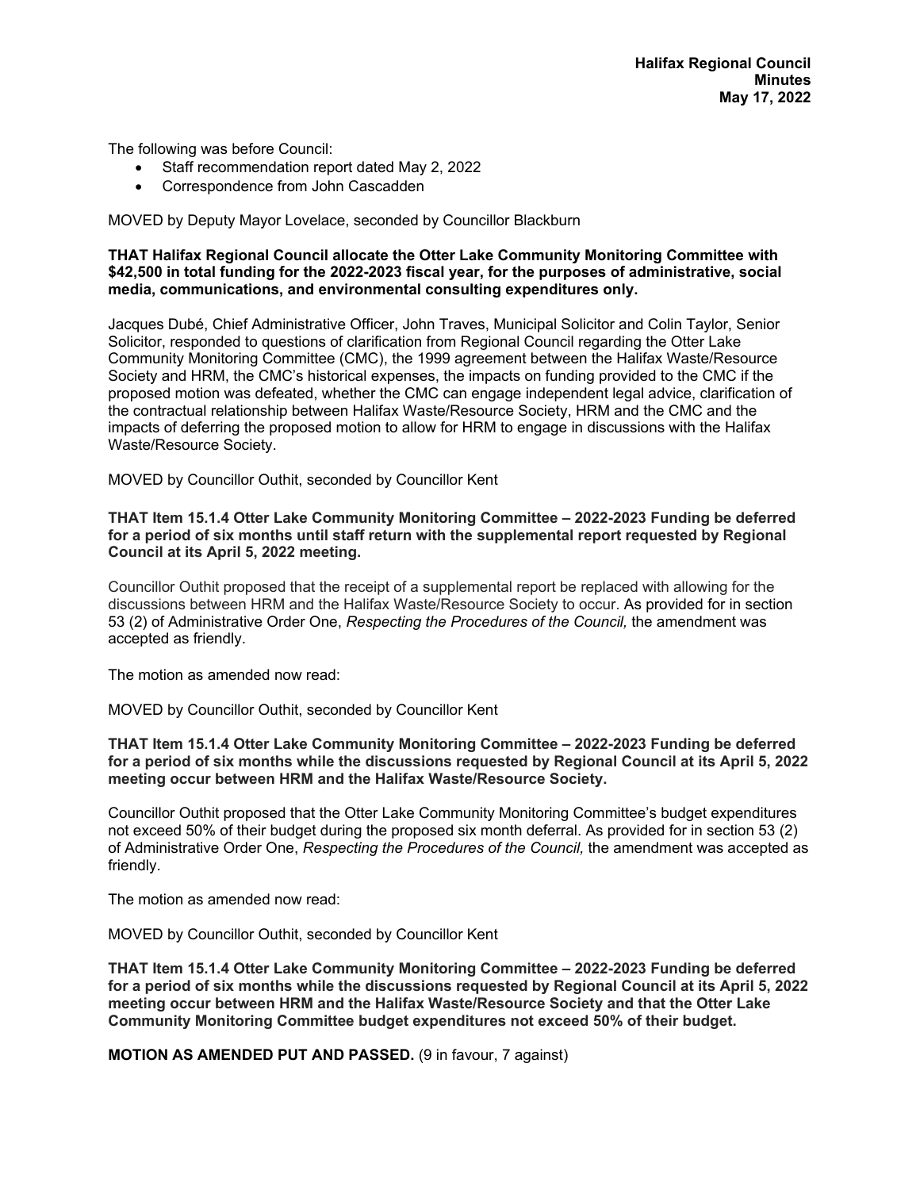The following was before Council:

- Staff recommendation report dated May 2, 2022
- Correspondence from John Cascadden

MOVED by Deputy Mayor Lovelace, seconded by Councillor Blackburn

**THAT Halifax Regional Council allocate the Otter Lake Community Monitoring Committee with $42,500 in total funding for the 2022-2023 fiscal year, for the purposes of administrative, social media, communications, and environmental consulting expenditures only.**

Jacques Dubé, Chief Administrative Officer, John Traves, Municipal Solicitor and Colin Taylor, Senior Solicitor, responded to questions of clarification from Regional Council regarding the Otter Lake Community Monitoring Committee (CMC), the 1999 agreement between the Halifax Waste/Resource Society and HRM, the CMC's historical expenses, the impacts on funding provided to the CMC if the proposed motion was defeated, whether the CMC can engage independent legal advice, clarification of the contractual relationship between Halifax Waste/Resource Society, HRM and the CMC and the impacts of deferring the proposed motion to allow for HRM to engage in discussions with the Halifax Waste/Resource Society.

MOVED by Councillor Outhit, seconded by Councillor Kent

**THAT Item 15.1.4 Otter Lake Community Monitoring Committee – 2022-2023 Funding be deferred for a period of six months until staff return with the supplemental report requested by Regional Council at its April 5, 2022 meeting.**

Councillor Outhit proposed that the receipt of a supplemental report be replaced with allowing for the discussions between HRM and the Halifax Waste/Resource Society to occur. As provided for in section 53 (2) of Administrative Order One, *Respecting the Procedures of the Council,* the amendment was accepted as friendly.

The motion as amended now read:

MOVED by Councillor Outhit, seconded by Councillor Kent

**THAT Item 15.1.4 Otter Lake Community Monitoring Committee – 2022-2023 Funding be deferred for a period of six months while the discussions requested by Regional Council at its April 5, 2022 meeting occur between HRM and the Halifax Waste/Resource Society.**

Councillor Outhit proposed that the Otter Lake Community Monitoring Committee's budget expenditures not exceed 50% of their budget during the proposed six month deferral. As provided for in section 53 (2) of Administrative Order One, *Respecting the Procedures of the Council,* the amendment was accepted as friendly.

The motion as amended now read:

MOVED by Councillor Outhit, seconded by Councillor Kent

**THAT Item 15.1.4 Otter Lake Community Monitoring Committee – 2022-2023 Funding be deferred for a period of six months while the discussions requested by Regional Council at its April 5, 2022 meeting occur between HRM and the Halifax Waste/Resource Society and that the Otter Lake Community Monitoring Committee budget expenditures not exceed 50% of their budget.**

**MOTION AS AMENDED PUT AND PASSED.** (9 in favour, 7 against)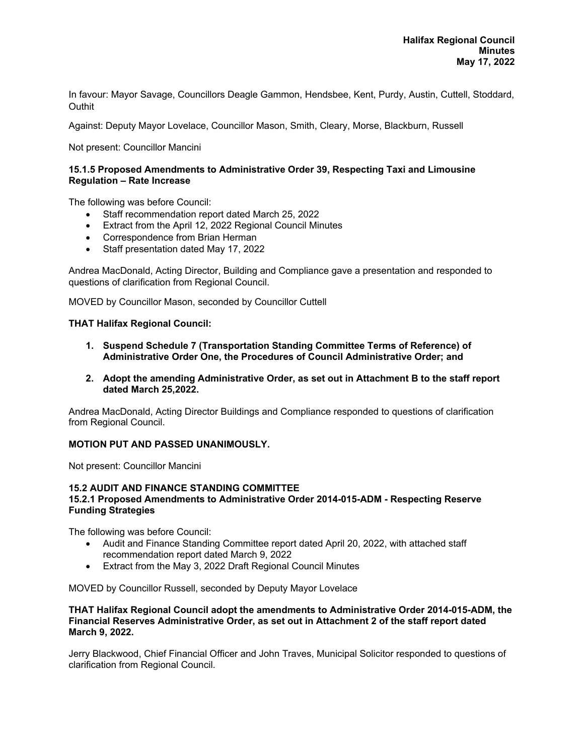In favour: Mayor Savage, Councillors Deagle Gammon, Hendsbee, Kent, Purdy, Austin, Cuttell, Stoddard, Outhit

Against: Deputy Mayor Lovelace, Councillor Mason, Smith, Cleary, Morse, Blackburn, Russell

Not present: Councillor Mancini

**15.1.5 Proposed Amendments to Administrative Order 39, Respecting Taxi and Limousine Regulation – Rate Increase**

The following was before Council:

- Staff recommendation report dated March 25, 2022
- Extract from the April 12, 2022 Regional Council Minutes
- Correspondence from Brian Herman
- Staff presentation dated May 17, 2022

Andrea MacDonald, Acting Director, Building and Compliance gave a presentation and responded to questions of clarification from Regional Council.

MOVED by Councillor Mason, seconded by Councillor Cuttell

**THAT Halifax Regional Council:**

1. **Suspend Schedule 7 (Transportation Standing Committee Terms of Reference) of Administrative Order One, the Procedures of Council Administrative Order; and**
2. **Adopt the amending Administrative Order, as set out in Attachment B to the staff report dated March 25,2022.**

Andrea MacDonald, Acting Director Buildings and Compliance responded to questions of clarification from Regional Council.

**MOTION PUT AND PASSED UNANIMOUSLY.**

Not present: Councillor Mancini

**15.2 AUDIT AND FINANCE STANDING COMMITTEE**
**15.2.1 Proposed Amendments to Administrative Order 2014-015-ADM - Respecting Reserve Funding Strategies**

The following was before Council:

- Audit and Finance Standing Committee report dated April 20, 2022, with attached staff recommendation report dated March 9, 2022
- Extract from the May 3, 2022 Draft Regional Council Minutes

MOVED by Councillor Russell, seconded by Deputy Mayor Lovelace

**THAT Halifax Regional Council adopt the amendments to Administrative Order 2014-015-ADM, the Financial Reserves Administrative Order, as set out in Attachment 2 of the staff report dated March 9, 2022.**

Jerry Blackwood, Chief Financial Officer and John Traves, Municipal Solicitor responded to questions of clarification from Regional Council.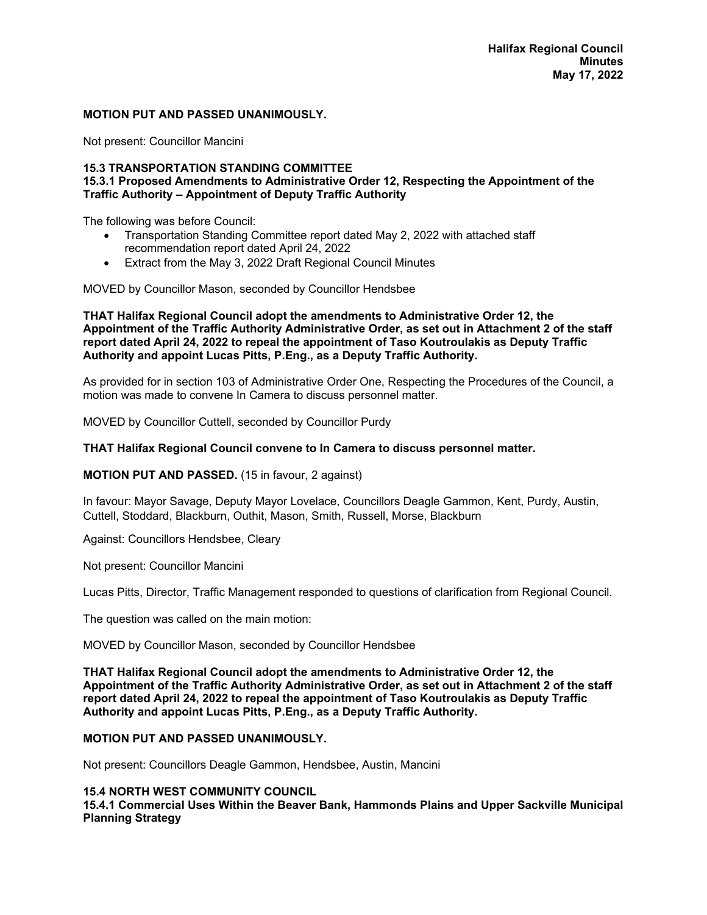**MOTION PUT AND PASSED UNANIMOUSLY.**

Not present: Councillor Mancini

**15.3 TRANSPORTATION STANDING COMMITTEE**
**15.3.1 Proposed Amendments to Administrative Order 12, Respecting the Appointment of the Traffic Authority – Appointment of Deputy Traffic Authority**

The following was before Council:

- Transportation Standing Committee report dated May 2, 2022 with attached staff recommendation report dated April 24, 2022
- Extract from the May 3, 2022 Draft Regional Council Minutes

MOVED by Councillor Mason, seconded by Councillor Hendsbee

**THAT Halifax Regional Council adopt the amendments to Administrative Order 12, the Appointment of the Traffic Authority Administrative Order, as set out in Attachment 2 of the staff report dated April 24, 2022 to repeal the appointment of Taso Koutroulakis as Deputy Traffic Authority and appoint Lucas Pitts, P.Eng., as a Deputy Traffic Authority.**

As provided for in section 103 of Administrative Order One, Respecting the Procedures of the Council, a motion was made to convene In Camera to discuss personnel matter.

MOVED by Councillor Cuttell, seconded by Councillor Purdy

**THAT Halifax Regional Council convene to In Camera to discuss personnel matter.**

**MOTION PUT AND PASSED.** (15 in favour, 2 against)

In favour: Mayor Savage, Deputy Mayor Lovelace, Councillors Deagle Gammon, Kent, Purdy, Austin, Cuttell, Stoddard, Blackburn, Outhit, Mason, Smith, Russell, Morse, Blackburn

Against: Councillors Hendsbee, Cleary

Not present: Councillor Mancini

Lucas Pitts, Director, Traffic Management responded to questions of clarification from Regional Council.

The question was called on the main motion:

MOVED by Councillor Mason, seconded by Councillor Hendsbee

**THAT Halifax Regional Council adopt the amendments to Administrative Order 12, the Appointment of the Traffic Authority Administrative Order, as set out in Attachment 2 of the staff report dated April 24, 2022 to repeal the appointment of Taso Koutroulakis as Deputy Traffic Authority and appoint Lucas Pitts, P.Eng., as a Deputy Traffic Authority.**

**MOTION PUT AND PASSED UNANIMOUSLY.**

Not present: Councillors Deagle Gammon, Hendsbee, Austin, Mancini

**15.4 NORTH WEST COMMUNITY COUNCIL**
**15.4.1 Commercial Uses Within the Beaver Bank, Hammonds Plains and Upper Sackville Municipal Planning Strategy**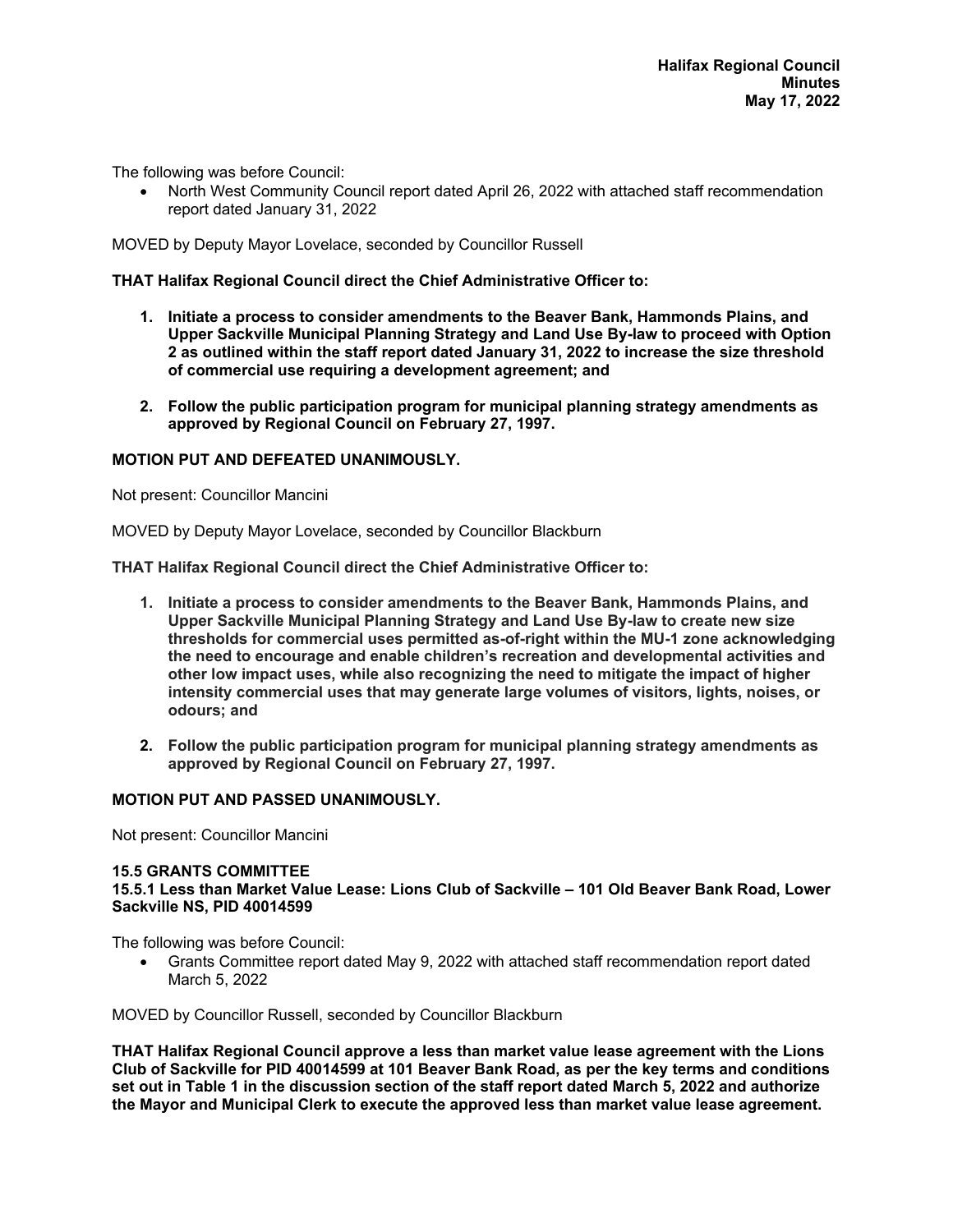The following was before Council:

- North West Community Council report dated April 26, 2022 with attached staff recommendation report dated January 31, 2022

MOVED by Deputy Mayor Lovelace, seconded by Councillor Russell

**THAT Halifax Regional Council direct the Chief Administrative Officer to:**

1. **Initiate a process to consider amendments to the Beaver Bank, Hammonds Plains, and Upper Sackville Municipal Planning Strategy and Land Use By-law to proceed with Option 2 as outlined within the staff report dated January 31, 2022 to increase the size threshold of commercial use requiring a development agreement; and**

2. **Follow the public participation program for municipal planning strategy amendments as approved by Regional Council on February 27, 1997.**

**MOTION PUT AND DEFEATED UNANIMOUSLY.**

Not present: Councillor Mancini

MOVED by Deputy Mayor Lovelace, seconded by Councillor Blackburn

**THAT Halifax Regional Council direct the Chief Administrative Officer to:**

1. **Initiate a process to consider amendments to the Beaver Bank, Hammonds Plains, and Upper Sackville Municipal Planning Strategy and Land Use By-law to create new size thresholds for commercial uses permitted as-of-right within the MU-1 zone acknowledging the need to encourage and enable children's recreation and developmental activities and other low impact uses, while also recognizing the need to mitigate the impact of higher intensity commercial uses that may generate large volumes of visitors, lights, noises, or odours; and**

2. **Follow the public participation program for municipal planning strategy amendments as approved by Regional Council on February 27, 1997.**

**MOTION PUT AND PASSED UNANIMOUSLY.**

Not present: Councillor Mancini

### 15.5 GRANTS COMMITTEE

#### 15.5.1 Less than Market Value Lease: Lions Club of Sackville – 101 Old Beaver Bank Road, Lower Sackville NS, PID 40014599

The following was before Council:

- Grants Committee report dated May 9, 2022 with attached staff recommendation report dated March 5, 2022

MOVED by Councillor Russell, seconded by Councillor Blackburn

**THAT Halifax Regional Council approve a less than market value lease agreement with the Lions Club of Sackville for PID 40014599 at 101 Beaver Bank Road, as per the key terms and conditions set out in Table 1 in the discussion section of the staff report dated March 5, 2022 and authorize the Mayor and Municipal Clerk to execute the approved less than market value lease agreement.**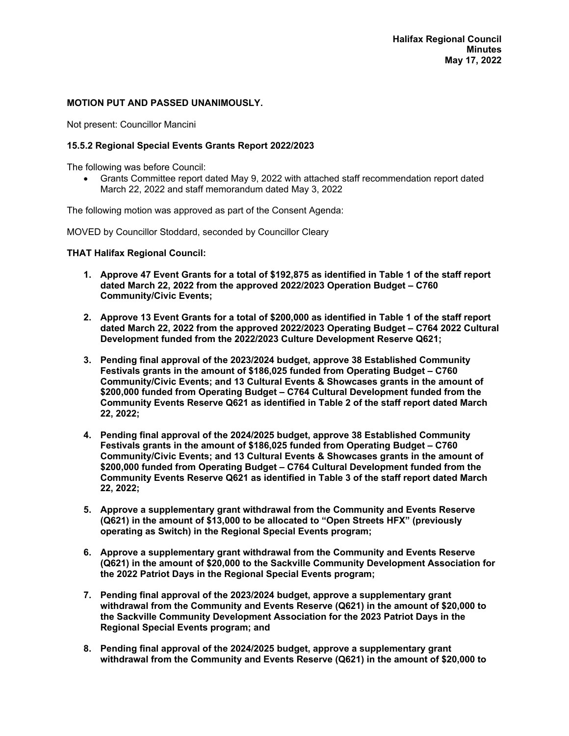**MOTION PUT AND PASSED UNANIMOUSLY.**

Not present: Councillor Mancini

**15.5.2 Regional Special Events Grants Report 2022/2023**

The following was before Council:

- Grants Committee report dated May 9, 2022 with attached staff recommendation report dated March 22, 2022 and staff memorandum dated May 3, 2022

The following motion was approved as part of the Consent Agenda:

MOVED by Councillor Stoddard, seconded by Councillor Cleary

**THAT Halifax Regional Council:**

1. **Approve 47 Event Grants for a total of $192,875 as identified in Table 1 of the staff report dated March 22, 2022 from the approved 2022/2023 Operation Budget – C760 Community/Civic Events;**

2. **Approve 13 Event Grants for a total of $200,000 as identified in Table 1 of the staff report dated March 22, 2022 from the approved 2022/2023 Operating Budget – C764 2022 Cultural Development funded from the 2022/2023 Culture Development Reserve Q621;**

3. **Pending final approval of the 2023/2024 budget, approve 38 Established Community Festivals grants in the amount of $186,025 funded from Operating Budget – C760 Community/Civic Events; and 13 Cultural Events & Showcases grants in the amount of $200,000 funded from Operating Budget – C764 Cultural Development funded from the Community Events Reserve Q621 as identified in Table 2 of the staff report dated March 22, 2022;**

4. **Pending final approval of the 2024/2025 budget, approve 38 Established Community Festivals grants in the amount of $186,025 funded from Operating Budget – C760 Community/Civic Events; and 13 Cultural Events & Showcases grants in the amount of $200,000 funded from Operating Budget – C764 Cultural Development funded from the Community Events Reserve Q621 as identified in Table 3 of the staff report dated March 22, 2022;**

5. **Approve a supplementary grant withdrawal from the Community and Events Reserve (Q621) in the amount of $13,000 to be allocated to "Open Streets HFX" (previously operating as Switch) in the Regional Special Events program;**

6. **Approve a supplementary grant withdrawal from the Community and Events Reserve (Q621) in the amount of $20,000 to the Sackville Community Development Association for the 2022 Patriot Days in the Regional Special Events program;**

7. **Pending final approval of the 2023/2024 budget, approve a supplementary grant withdrawal from the Community and Events Reserve (Q621) in the amount of $20,000 to the Sackville Community Development Association for the 2023 Patriot Days in the Regional Special Events program; and**

8. **Pending final approval of the 2024/2025 budget, approve a supplementary grant withdrawal from the Community and Events Reserve (Q621) in the amount of $20,000 to**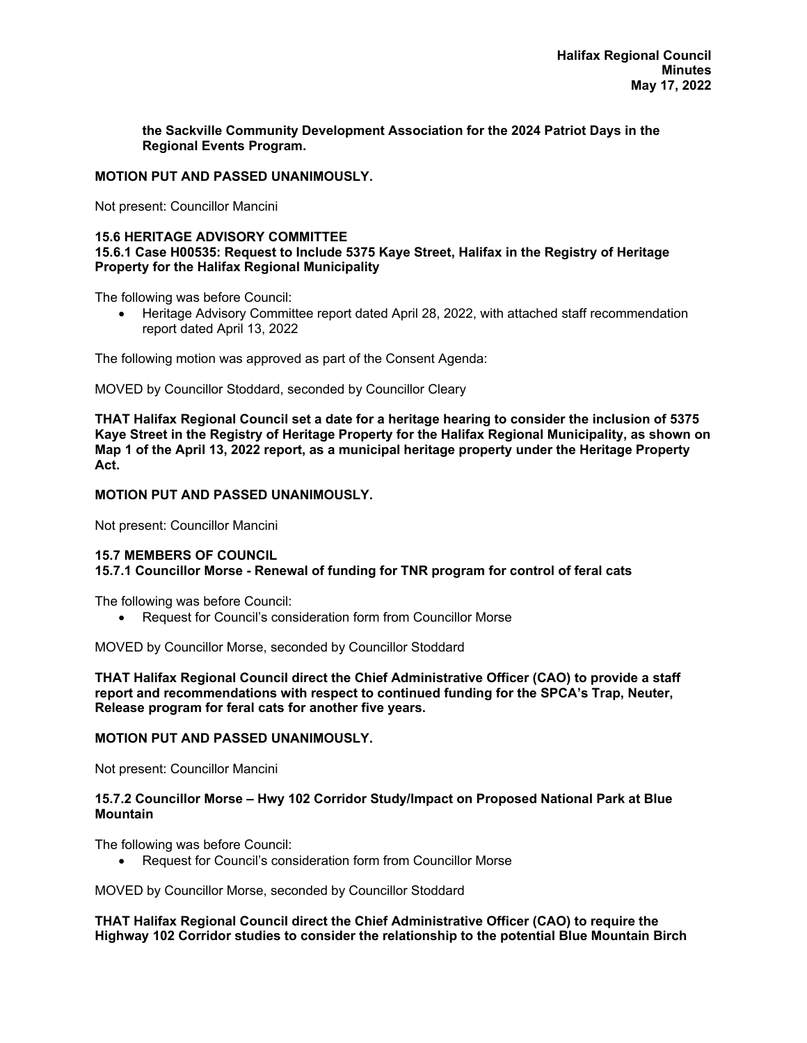**the Sackville Community Development Association for the 2024 Patriot Days in the Regional Events Program.**

**MOTION PUT AND PASSED UNANIMOUSLY.**

Not present: Councillor Mancini

### 15.6 HERITAGE ADVISORY COMMITTEE

#### 15.6.1 Case H00535: Request to Include 5375 Kaye Street, Halifax in the Registry of Heritage Property for the Halifax Regional Municipality

The following was before Council:

- Heritage Advisory Committee report dated April 28, 2022, with attached staff recommendation report dated April 13, 2022

The following motion was approved as part of the Consent Agenda:

MOVED by Councillor Stoddard, seconded by Councillor Cleary

**THAT Halifax Regional Council set a date for a heritage hearing to consider the inclusion of 5375 Kaye Street in the Registry of Heritage Property for the Halifax Regional Municipality, as shown on Map 1 of the April 13, 2022 report, as a municipal heritage property under the Heritage Property Act.**

**MOTION PUT AND PASSED UNANIMOUSLY.**

Not present: Councillor Mancini

### 15.7 MEMBERS OF COUNCIL

#### 15.7.1 Councillor Morse - Renewal of funding for TNR program for control of feral cats

The following was before Council:

- Request for Council's consideration form from Councillor Morse

MOVED by Councillor Morse, seconded by Councillor Stoddard

**THAT Halifax Regional Council direct the Chief Administrative Officer (CAO) to provide a staff report and recommendations with respect to continued funding for the SPCA's Trap, Neuter, Release program for feral cats for another five years.**

**MOTION PUT AND PASSED UNANIMOUSLY.**

Not present: Councillor Mancini

#### 15.7.2 Councillor Morse – Hwy 102 Corridor Study/Impact on Proposed National Park at Blue Mountain

The following was before Council:

- Request for Council's consideration form from Councillor Morse

MOVED by Councillor Morse, seconded by Councillor Stoddard

**THAT Halifax Regional Council direct the Chief Administrative Officer (CAO) to require the Highway 102 Corridor studies to consider the relationship to the potential Blue Mountain Birch**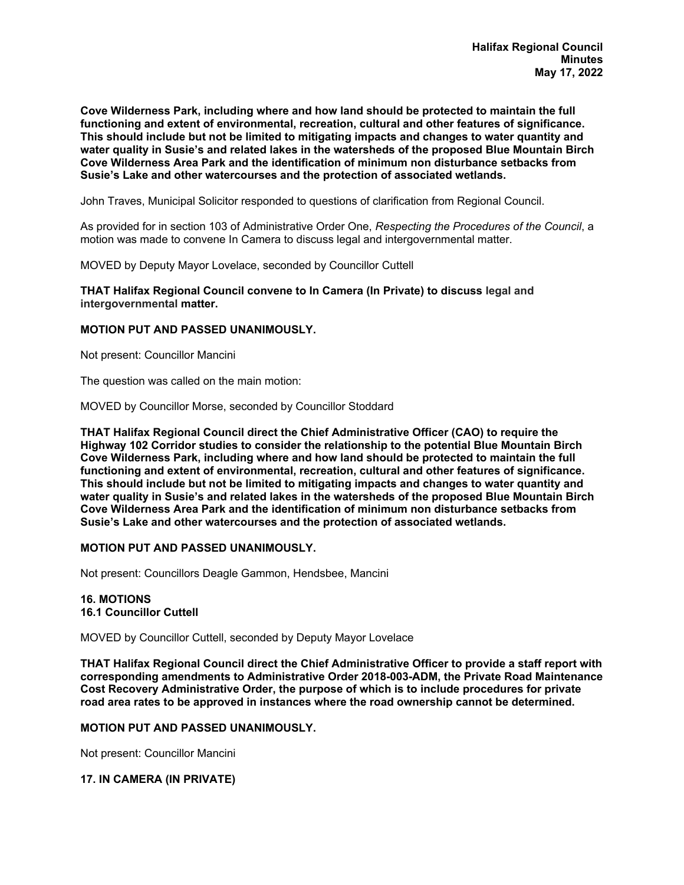**Cove Wilderness Park, including where and how land should be protected to maintain the full functioning and extent of environmental, recreation, cultural and other features of significance. This should include but not be limited to mitigating impacts and changes to water quantity and water quality in Susie's and related lakes in the watersheds of the proposed Blue Mountain Birch Cove Wilderness Area Park and the identification of minimum non disturbance setbacks from Susie's Lake and other watercourses and the protection of associated wetlands.**

John Traves, Municipal Solicitor responded to questions of clarification from Regional Council.

As provided for in section 103 of Administrative Order One, *Respecting the Procedures of the Council*, a motion was made to convene In Camera to discuss legal and intergovernmental matter.

MOVED by Deputy Mayor Lovelace, seconded by Councillor Cuttell

**THAT Halifax Regional Council convene to In Camera (In Private) to discuss legal and intergovernmental matter.**

**MOTION PUT AND PASSED UNANIMOUSLY.**

Not present: Councillor Mancini

The question was called on the main motion:

MOVED by Councillor Morse, seconded by Councillor Stoddard

**THAT Halifax Regional Council direct the Chief Administrative Officer (CAO) to require the Highway 102 Corridor studies to consider the relationship to the potential Blue Mountain Birch Cove Wilderness Park, including where and how land should be protected to maintain the full functioning and extent of environmental, recreation, cultural and other features of significance. This should include but not be limited to mitigating impacts and changes to water quantity and water quality in Susie's and related lakes in the watersheds of the proposed Blue Mountain Birch Cove Wilderness Area Park and the identification of minimum non disturbance setbacks from Susie's Lake and other watercourses and the protection of associated wetlands.**

**MOTION PUT AND PASSED UNANIMOUSLY.**

Not present: Councillors Deagle Gammon, Hendsbee, Mancini

## 16. MOTIONS

### 16.1 Councillor Cuttell

MOVED by Councillor Cuttell, seconded by Deputy Mayor Lovelace

**THAT Halifax Regional Council direct the Chief Administrative Officer to provide a staff report with corresponding amendments to Administrative Order 2018-003-ADM, the Private Road Maintenance Cost Recovery Administrative Order, the purpose of which is to include procedures for private road area rates to be approved in instances where the road ownership cannot be determined.**

**MOTION PUT AND PASSED UNANIMOUSLY.**

Not present: Councillor Mancini

## 17. IN CAMERA (IN PRIVATE)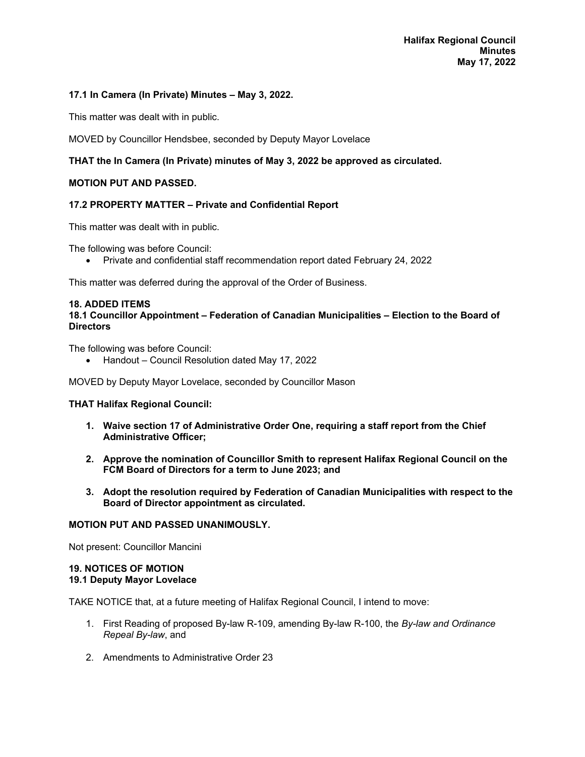**17.1 In Camera (In Private) Minutes – May 3, 2022.**

This matter was dealt with in public.

MOVED by Councillor Hendsbee, seconded by Deputy Mayor Lovelace

**THAT the In Camera (In Private) minutes of May 3, 2022 be approved as circulated.**

**MOTION PUT AND PASSED.**

**17.2 PROPERTY MATTER – Private and Confidential Report**

This matter was dealt with in public.

The following was before Council:

- Private and confidential staff recommendation report dated February 24, 2022

This matter was deferred during the approval of the Order of Business.

**18. ADDED ITEMS**

**18.1 Councillor Appointment – Federation of Canadian Municipalities – Election to the Board of Directors**

The following was before Council:

- Handout – Council Resolution dated May 17, 2022

MOVED by Deputy Mayor Lovelace, seconded by Councillor Mason

**THAT Halifax Regional Council:**

1. **Waive section 17 of Administrative Order One, requiring a staff report from the Chief Administrative Officer;**
2. **Approve the nomination of Councillor Smith to represent Halifax Regional Council on the FCM Board of Directors for a term to June 2023; and**
3. **Adopt the resolution required by Federation of Canadian Municipalities with respect to the Board of Director appointment as circulated.**

**MOTION PUT AND PASSED UNANIMOUSLY.**

Not present: Councillor Mancini

**19. NOTICES OF MOTION**

**19.1 Deputy Mayor Lovelace**

TAKE NOTICE that, at a future meeting of Halifax Regional Council, I intend to move:

1. First Reading of proposed By-law R-109, amending By-law R-100, the *By-law and Ordinance Repeal By-law*, and
2. Amendments to Administrative Order 23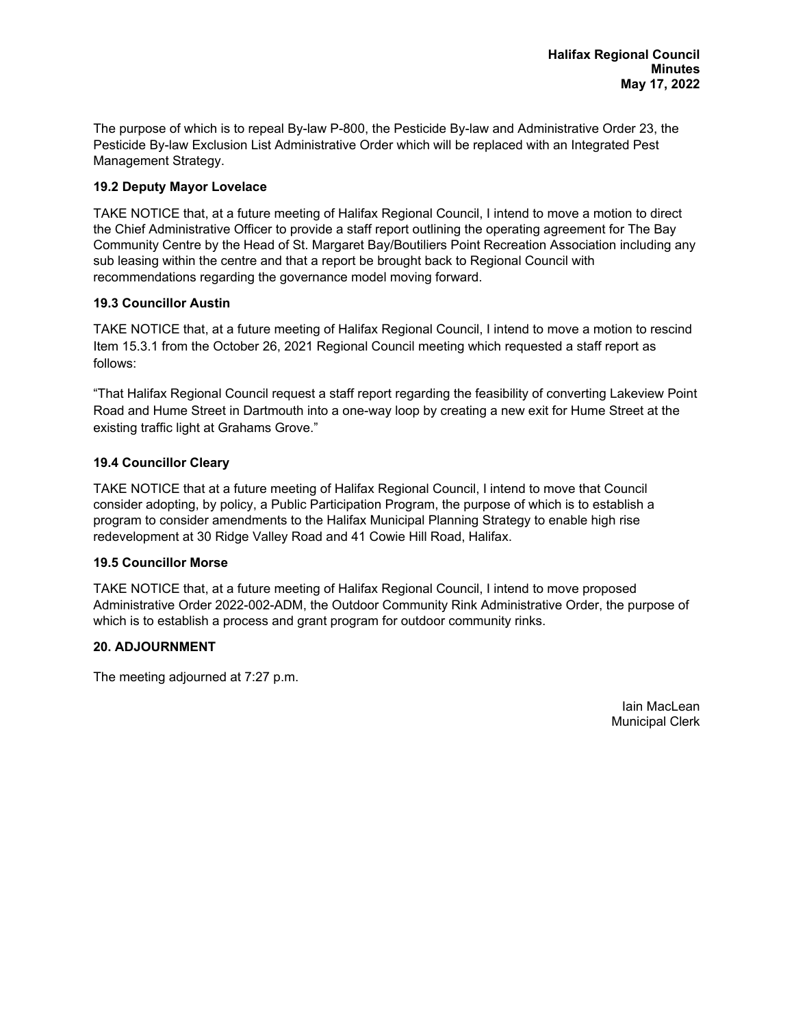The purpose of which is to repeal By-law P-800, the Pesticide By-law and Administrative Order 23, the Pesticide By-law Exclusion List Administrative Order which will be replaced with an Integrated Pest Management Strategy.

**19.2 Deputy Mayor Lovelace**

TAKE NOTICE that, at a future meeting of Halifax Regional Council, I intend to move a motion to direct the Chief Administrative Officer to provide a staff report outlining the operating agreement for The Bay Community Centre by the Head of St. Margaret Bay/Boutiliers Point Recreation Association including any sub leasing within the centre and that a report be brought back to Regional Council with recommendations regarding the governance model moving forward.

**19.3 Councillor Austin**

TAKE NOTICE that, at a future meeting of Halifax Regional Council, I intend to move a motion to rescind Item 15.3.1 from the October 26, 2021 Regional Council meeting which requested a staff report as follows:

"That Halifax Regional Council request a staff report regarding the feasibility of converting Lakeview Point Road and Hume Street in Dartmouth into a one-way loop by creating a new exit for Hume Street at the existing traffic light at Grahams Grove."

**19.4 Councillor Cleary**

TAKE NOTICE that at a future meeting of Halifax Regional Council, I intend to move that Council consider adopting, by policy, a Public Participation Program, the purpose of which is to establish a program to consider amendments to the Halifax Municipal Planning Strategy to enable high rise redevelopment at 30 Ridge Valley Road and 41 Cowie Hill Road, Halifax.

**19.5 Councillor Morse**

TAKE NOTICE that, at a future meeting of Halifax Regional Council, I intend to move proposed Administrative Order 2022-002-ADM, the Outdoor Community Rink Administrative Order, the purpose of which is to establish a process and grant program for outdoor community rinks.

**20. ADJOURNMENT**

The meeting adjourned at 7:27 p.m.

Iain MacLean
Municipal Clerk